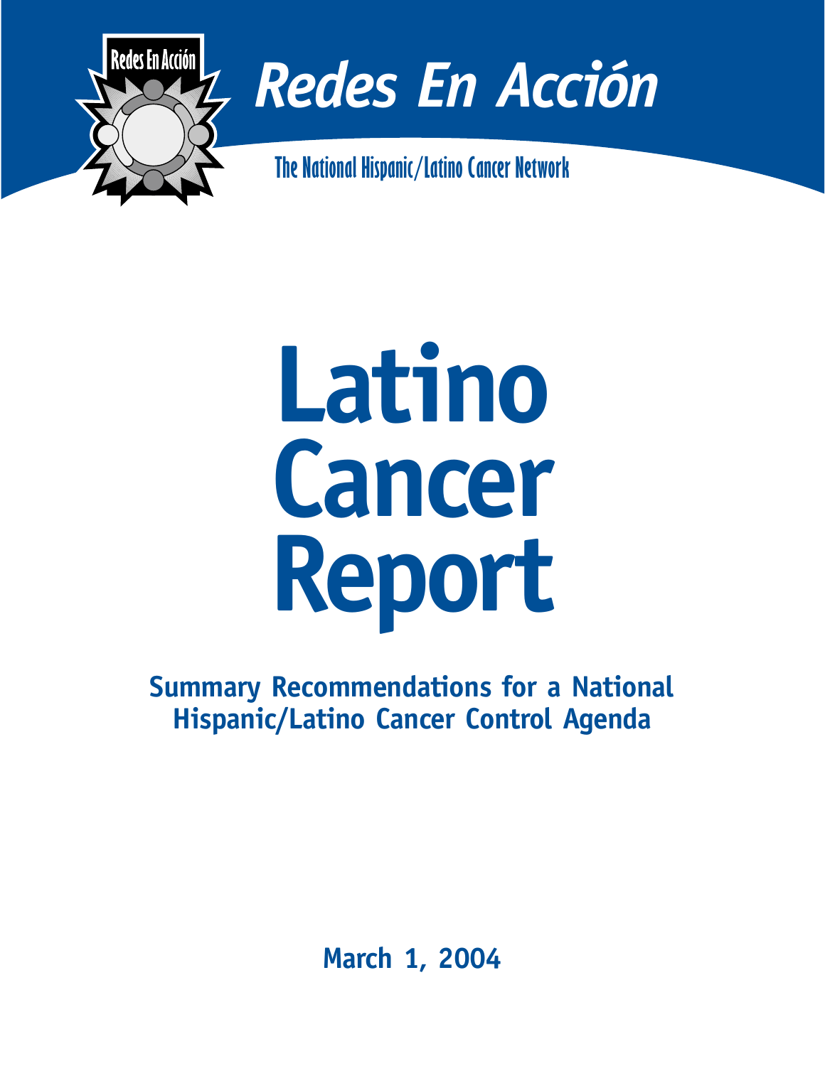Redes En Acción

# Redes En Acción

The National Hispanic/Latino Cancer Network

# Latino Cancer Report

## Summary Recommendations for a National Hispanic/Latino Cancer Control Agenda

**March 1, 2004**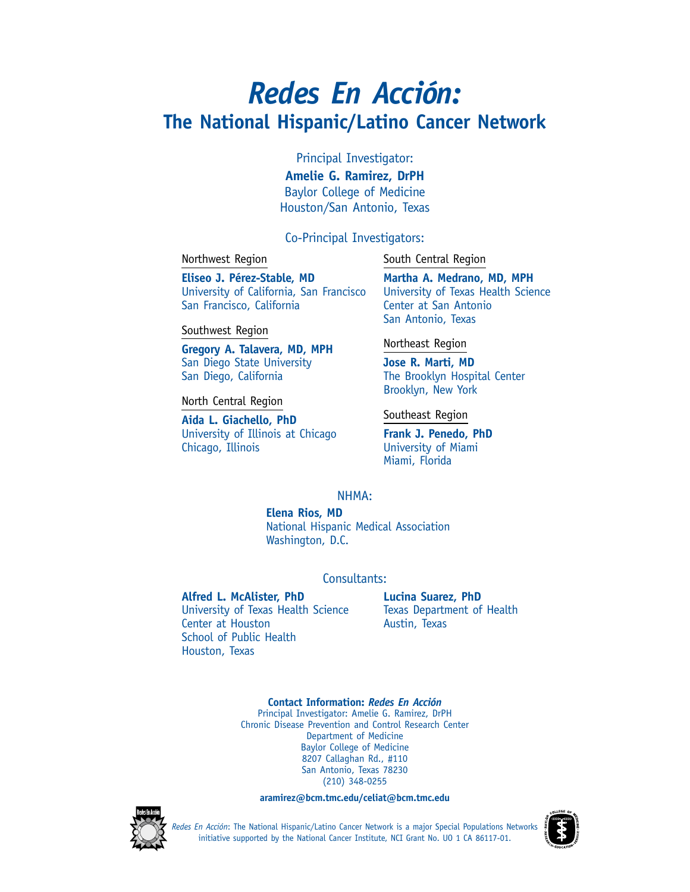# *Redes En Acción:*
## The National Hispanic/Latino Cancer Network

Principal Investigator:
**Amelie G. Ramirez, DrPH**
Baylor College of Medicine
Houston/San Antonio, Texas

Co-Principal Investigators:

Northwest Region

**Eliseo J. Pérez-Stable, MD**
University of California, San Francisco
San Francisco, California

Southwest Region

**Gregory A. Talavera, MD, MPH**
San Diego State University
San Diego, California

North Central Region

**Aida L. Giachello, PhD**
University of Illinois at Chicago
Chicago, Illinois

South Central Region

**Martha A. Medrano, MD, MPH**
University of Texas Health Science Center at San Antonio
San Antonio, Texas

Northeast Region

**Jose R. Marti, MD**
The Brooklyn Hospital Center
Brooklyn, New York

Southeast Region

**Frank J. Penedo, PhD**
University of Miami
Miami, Florida

NHMA:

**Elena Rios, MD**
National Hispanic Medical Association
Washington, D.C.

Consultants:

**Alfred L. McAlister, PhD**
University of Texas Health Science Center at Houston
School of Public Health
Houston, Texas

**Lucina Suarez, PhD**
Texas Department of Health
Austin, Texas

**Contact Information: *Redes En Acción***
Principal Investigator: Amelie G. Ramirez, DrPH
Chronic Disease Prevention and Control Research Center
Department of Medicine
Baylor College of Medicine
8207 Callaghan Rd., #110
San Antonio, Texas 78230
(210) 348-0255

**aramirez@bcm.tmc.edu/celiat@bcm.tmc.edu**

*Redes En Acción*: The National Hispanic/Latino Cancer Network is a major Special Populations Networks initiative supported by the National Cancer Institute, NCI Grant No. UO 1 CA 86117-01.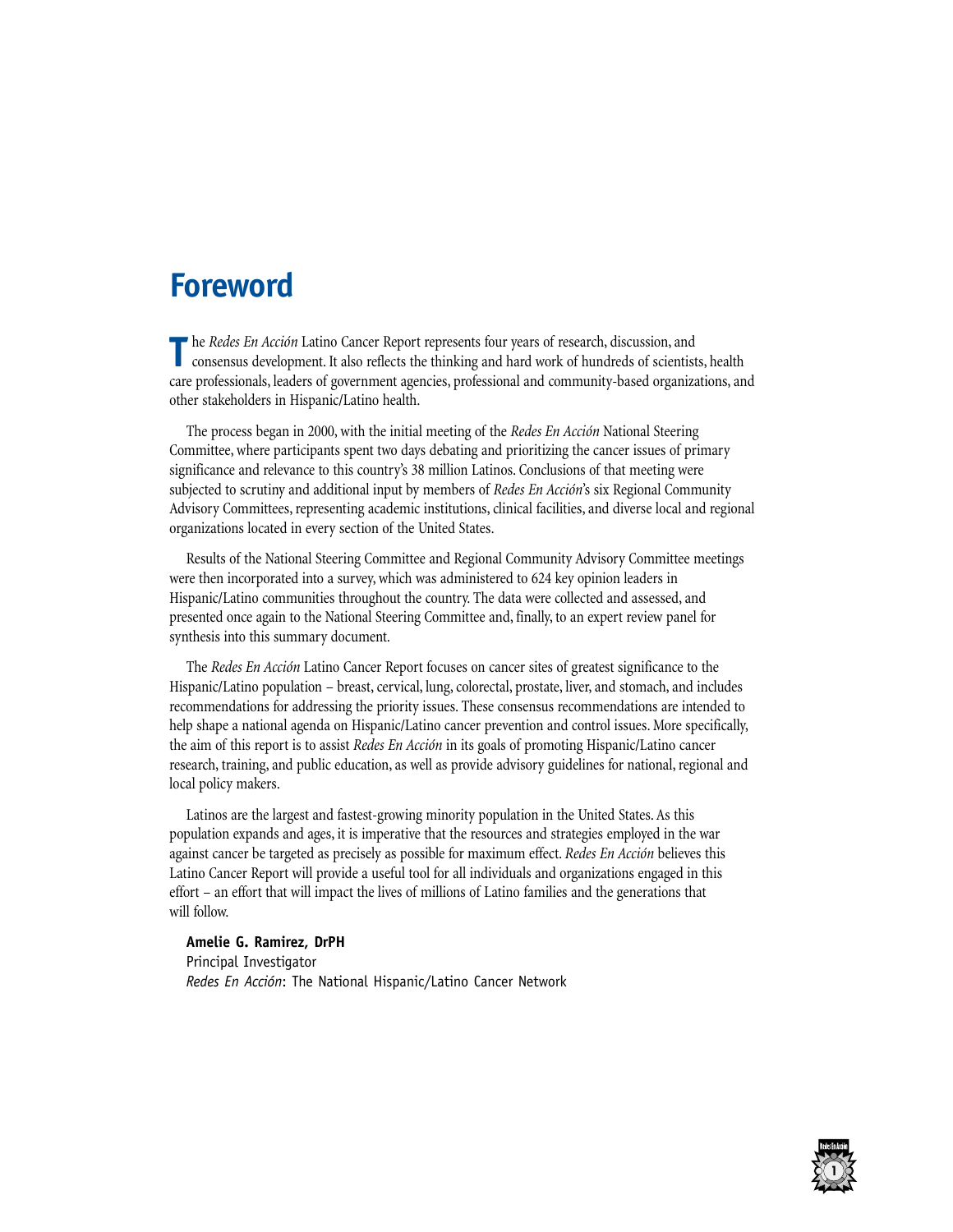# Foreword

The *Redes En Acción* Latino Cancer Report represents four years of research, discussion, and consensus development. It also reflects the thinking and hard work of hundreds of scientists, health care professionals, leaders of government agencies, professional and community-based organizations, and other stakeholders in Hispanic/Latino health.

The process began in 2000, with the initial meeting of the *Redes En Acción* National Steering Committee, where participants spent two days debating and prioritizing the cancer issues of primary significance and relevance to this country's 38 million Latinos. Conclusions of that meeting were subjected to scrutiny and additional input by members of *Redes En Acción*'s six Regional Community Advisory Committees, representing academic institutions, clinical facilities, and diverse local and regional organizations located in every section of the United States.

Results of the National Steering Committee and Regional Community Advisory Committee meetings were then incorporated into a survey, which was administered to 624 key opinion leaders in Hispanic/Latino communities throughout the country. The data were collected and assessed, and presented once again to the National Steering Committee and, finally, to an expert review panel for synthesis into this summary document.

The *Redes En Acción* Latino Cancer Report focuses on cancer sites of greatest significance to the Hispanic/Latino population – breast, cervical, lung, colorectal, prostate, liver, and stomach, and includes recommendations for addressing the priority issues. These consensus recommendations are intended to help shape a national agenda on Hispanic/Latino cancer prevention and control issues. More specifically, the aim of this report is to assist *Redes En Acción* in its goals of promoting Hispanic/Latino cancer research, training, and public education, as well as provide advisory guidelines for national, regional and local policy makers.

Latinos are the largest and fastest-growing minority population in the United States. As this population expands and ages, it is imperative that the resources and strategies employed in the war against cancer be targeted as precisely as possible for maximum effect. *Redes En Acción* believes this Latino Cancer Report will provide a useful tool for all individuals and organizations engaged in this effort – an effort that will impact the lives of millions of Latino families and the generations that will follow.

**Amelie G. Ramirez, DrPH**
Principal Investigator
*Redes En Acción*: The National Hispanic/Latino Cancer Network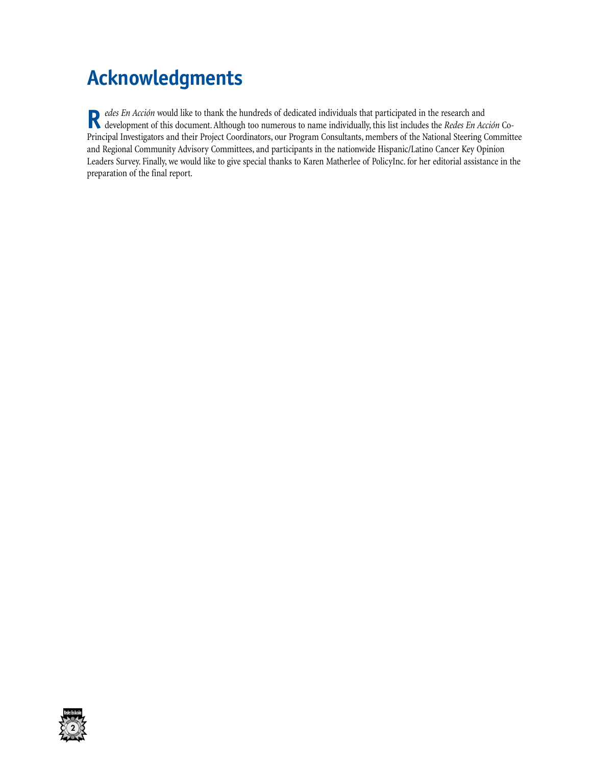# Acknowledgments

*Redes En Acción* would like to thank the hundreds of dedicated individuals that participated in the research and development of this document. Although too numerous to name individually, this list includes the *Redes En Acción* Co-Principal Investigators and their Project Coordinators, our Program Consultants, members of the National Steering Committee and Regional Community Advisory Committees, and participants in the nationwide Hispanic/Latino Cancer Key Opinion Leaders Survey. Finally, we would like to give special thanks to Karen Matherlee of PolicyInc. for her editorial assistance in the preparation of the final report.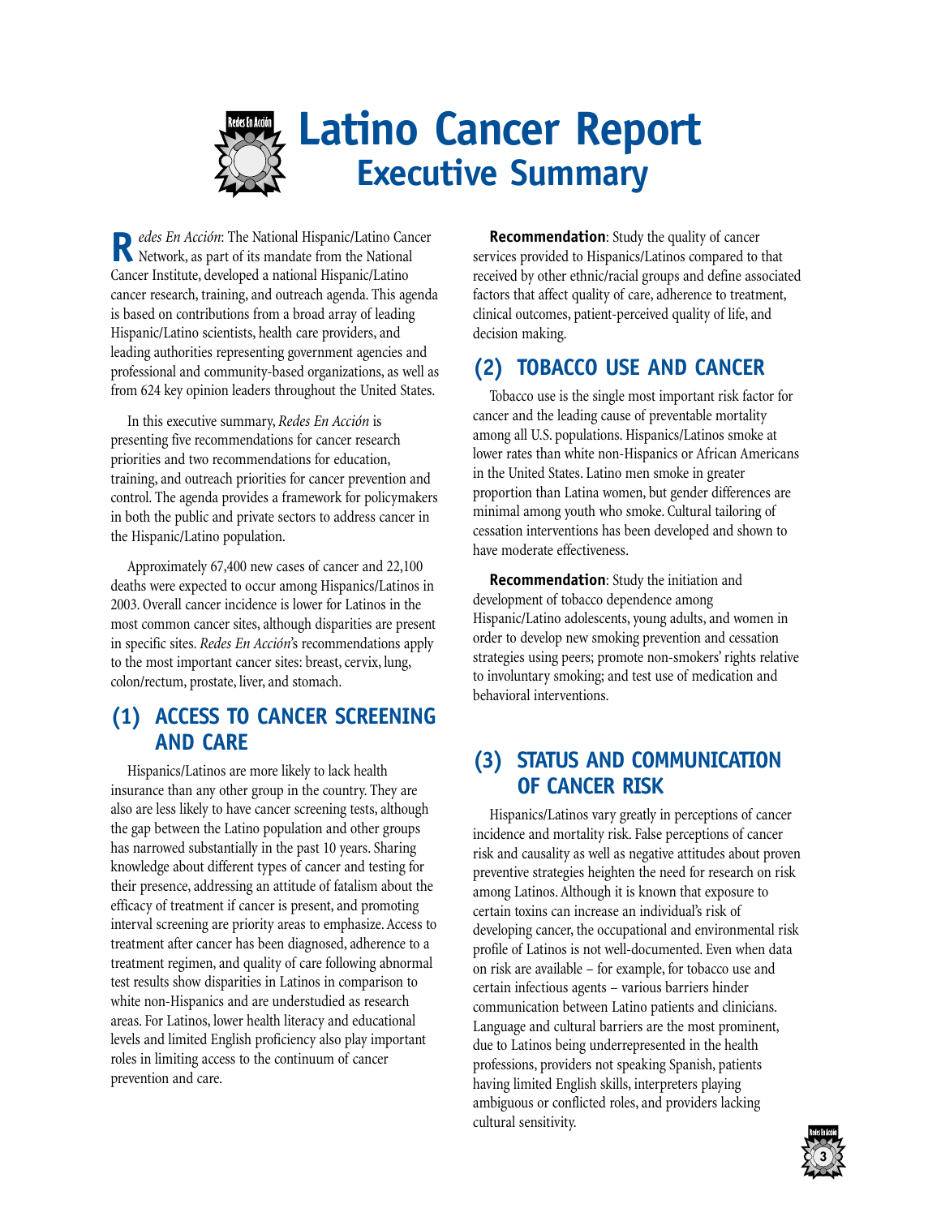# Latino Cancer Report
## Executive Summary

*Redes En Acción*: The National Hispanic/Latino Cancer Network, as part of its mandate from the National Cancer Institute, developed a national Hispanic/Latino cancer research, training, and outreach agenda. This agenda is based on contributions from a broad array of leading Hispanic/Latino scientists, health care providers, and leading authorities representing government agencies and professional and community-based organizations, as well as from 624 key opinion leaders throughout the United States.

In this executive summary, *Redes En Acción* is presenting five recommendations for cancer research priorities and two recommendations for education, training, and outreach priorities for cancer prevention and control. The agenda provides a framework for policymakers in both the public and private sectors to address cancer in the Hispanic/Latino population.

Approximately 67,400 new cases of cancer and 22,100 deaths were expected to occur among Hispanics/Latinos in 2003. Overall cancer incidence is lower for Latinos in the most common cancer sites, although disparities are present in specific sites. *Redes En Acción*'s recommendations apply to the most important cancer sites: breast, cervix, lung, colon/rectum, prostate, liver, and stomach.

## (1) ACCESS TO CANCER SCREENING AND CARE

Hispanics/Latinos are more likely to lack health insurance than any other group in the country. They are also are less likely to have cancer screening tests, although the gap between the Latino population and other groups has narrowed substantially in the past 10 years. Sharing knowledge about different types of cancer and testing for their presence, addressing an attitude of fatalism about the efficacy of treatment if cancer is present, and promoting interval screening are priority areas to emphasize. Access to treatment after cancer has been diagnosed, adherence to a treatment regimen, and quality of care following abnormal test results show disparities in Latinos in comparison to white non-Hispanics and are understudied as research areas. For Latinos, lower health literacy and educational levels and limited English proficiency also play important roles in limiting access to the continuum of cancer prevention and care.

**Recommendation**: Study the quality of cancer services provided to Hispanics/Latinos compared to that received by other ethnic/racial groups and define associated factors that affect quality of care, adherence to treatment, clinical outcomes, patient-perceived quality of life, and decision making.

## (2) TOBACCO USE AND CANCER

Tobacco use is the single most important risk factor for cancer and the leading cause of preventable mortality among all U.S. populations. Hispanics/Latinos smoke at lower rates than white non-Hispanics or African Americans in the United States. Latino men smoke in greater proportion than Latina women, but gender differences are minimal among youth who smoke. Cultural tailoring of cessation interventions has been developed and shown to have moderate effectiveness.

**Recommendation**: Study the initiation and development of tobacco dependence among Hispanic/Latino adolescents, young adults, and women in order to develop new smoking prevention and cessation strategies using peers; promote non-smokers' rights relative to involuntary smoking; and test use of medication and behavioral interventions.

## (3) STATUS AND COMMUNICATION OF CANCER RISK

Hispanics/Latinos vary greatly in perceptions of cancer incidence and mortality risk. False perceptions of cancer risk and causality as well as negative attitudes about proven preventive strategies heighten the need for research on risk among Latinos. Although it is known that exposure to certain toxins can increase an individual's risk of developing cancer, the occupational and environmental risk profile of Latinos is not well-documented. Even when data on risk are available – for example, for tobacco use and certain infectious agents – various barriers hinder communication between Latino patients and clinicians. Language and cultural barriers are the most prominent, due to Latinos being underrepresented in the health professions, providers not speaking Spanish, patients having limited English skills, interpreters playing ambiguous or conflicted roles, and providers lacking cultural sensitivity.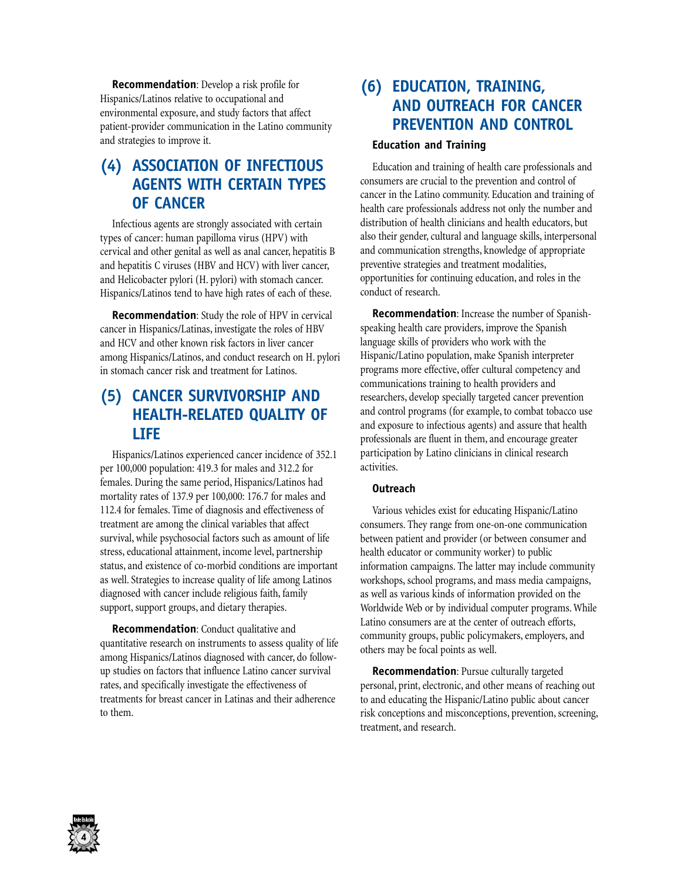**Recommendation**: Develop a risk profile for Hispanics/Latinos relative to occupational and environmental exposure, and study factors that affect patient-provider communication in the Latino community and strategies to improve it.

## (4) ASSOCIATION OF INFECTIOUS AGENTS WITH CERTAIN TYPES OF CANCER

Infectious agents are strongly associated with certain types of cancer: human papilloma virus (HPV) with cervical and other genital as well as anal cancer, hepatitis B and hepatitis C viruses (HBV and HCV) with liver cancer, and Helicobacter pylori (H. pylori) with stomach cancer. Hispanics/Latinos tend to have high rates of each of these.

**Recommendation**: Study the role of HPV in cervical cancer in Hispanics/Latinas, investigate the roles of HBV and HCV and other known risk factors in liver cancer among Hispanics/Latinos, and conduct research on H. pylori in stomach cancer risk and treatment for Latinos.

## (5) CANCER SURVIVORSHIP AND HEALTH-RELATED QUALITY OF LIFE

Hispanics/Latinos experienced cancer incidence of 352.1 per 100,000 population: 419.3 for males and 312.2 for females. During the same period, Hispanics/Latinos had mortality rates of 137.9 per 100,000: 176.7 for males and 112.4 for females. Time of diagnosis and effectiveness of treatment are among the clinical variables that affect survival, while psychosocial factors such as amount of life stress, educational attainment, income level, partnership status, and existence of co-morbid conditions are important as well. Strategies to increase quality of life among Latinos diagnosed with cancer include religious faith, family support, support groups, and dietary therapies.

**Recommendation**: Conduct qualitative and quantitative research on instruments to assess quality of life among Hispanics/Latinos diagnosed with cancer, do follow-up studies on factors that influence Latino cancer survival rates, and specifically investigate the effectiveness of treatments for breast cancer in Latinas and their adherence to them.

## (6) EDUCATION, TRAINING, AND OUTREACH FOR CANCER PREVENTION AND CONTROL

### Education and Training

Education and training of health care professionals and consumers are crucial to the prevention and control of cancer in the Latino community. Education and training of health care professionals address not only the number and distribution of health clinicians and health educators, but also their gender, cultural and language skills, interpersonal and communication strengths, knowledge of appropriate preventive strategies and treatment modalities, opportunities for continuing education, and roles in the conduct of research.

**Recommendation**: Increase the number of Spanish-speaking health care providers, improve the Spanish language skills of providers who work with the Hispanic/Latino population, make Spanish interpreter programs more effective, offer cultural competency and communications training to health providers and researchers, develop specially targeted cancer prevention and control programs (for example, to combat tobacco use and exposure to infectious agents) and assure that health professionals are fluent in them, and encourage greater participation by Latino clinicians in clinical research activities.

### Outreach

Various vehicles exist for educating Hispanic/Latino consumers. They range from one-on-one communication between patient and provider (or between consumer and health educator or community worker) to public information campaigns. The latter may include community workshops, school programs, and mass media campaigns, as well as various kinds of information provided on the Worldwide Web or by individual computer programs. While Latino consumers are at the center of outreach efforts, community groups, public policymakers, employers, and others may be focal points as well.

**Recommendation**: Pursue culturally targeted personal, print, electronic, and other means of reaching out to and educating the Hispanic/Latino public about cancer risk conceptions and misconceptions, prevention, screening, treatment, and research.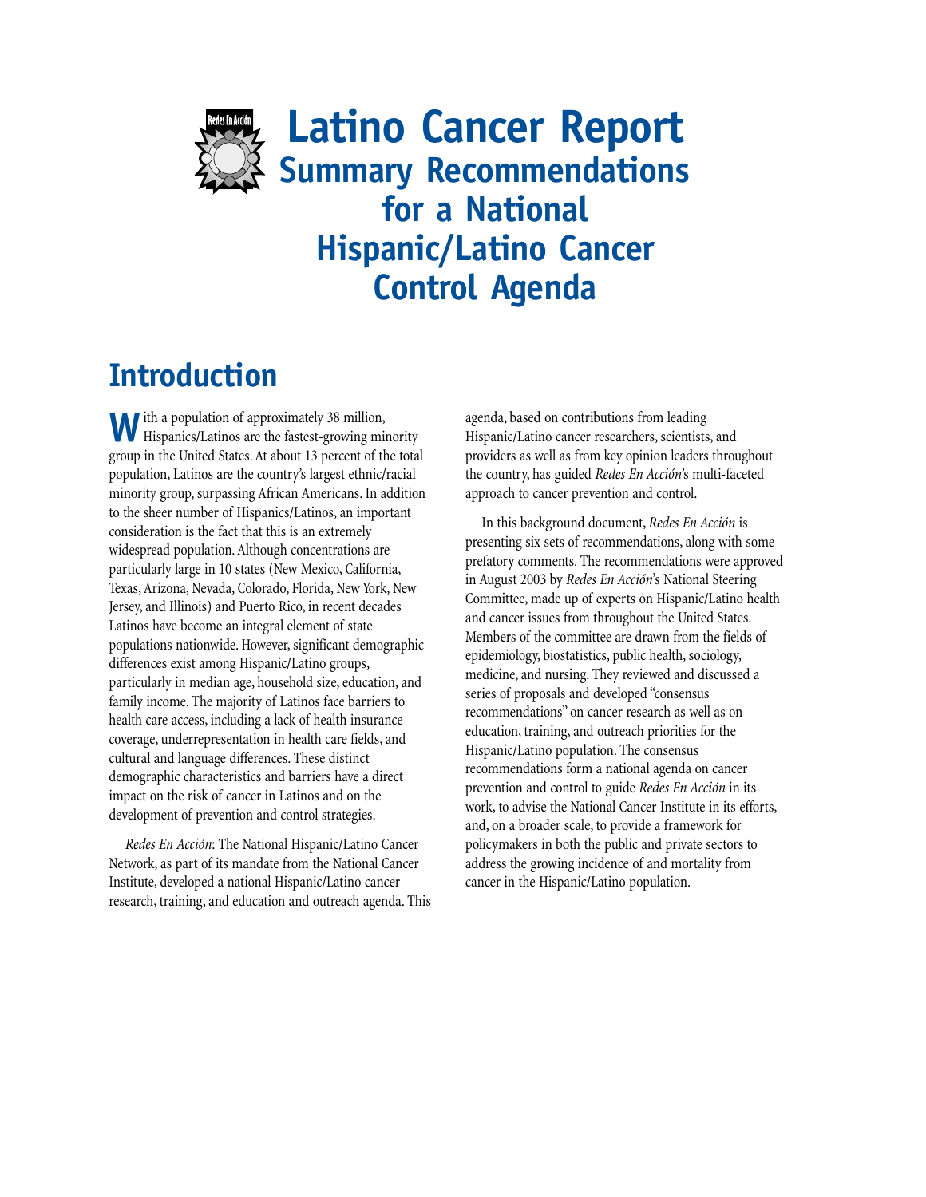# Latino Cancer Report

## Summary Recommendations for a National Hispanic/Latino Cancer Control Agenda

## Introduction

With a population of approximately 38 million, Hispanics/Latinos are the fastest-growing minority group in the United States. At about 13 percent of the total population, Latinos are the country's largest ethnic/racial minority group, surpassing African Americans. In addition to the sheer number of Hispanics/Latinos, an important consideration is the fact that this is an extremely widespread population. Although concentrations are particularly large in 10 states (New Mexico, California, Texas, Arizona, Nevada, Colorado, Florida, New York, New Jersey, and Illinois) and Puerto Rico, in recent decades Latinos have become an integral element of state populations nationwide. However, significant demographic differences exist among Hispanic/Latino groups, particularly in median age, household size, education, and family income. The majority of Latinos face barriers to health care access, including a lack of health insurance coverage, underrepresentation in health care fields, and cultural and language differences. These distinct demographic characteristics and barriers have a direct impact on the risk of cancer in Latinos and on the development of prevention and control strategies.

*Redes En Acción*: The National Hispanic/Latino Cancer Network, as part of its mandate from the National Cancer Institute, developed a national Hispanic/Latino cancer research, training, and education and outreach agenda. This agenda, based on contributions from leading Hispanic/Latino cancer researchers, scientists, and providers as well as from key opinion leaders throughout the country, has guided *Redes En Acción*'s multi-faceted approach to cancer prevention and control.

In this background document, *Redes En Acción* is presenting six sets of recommendations, along with some prefatory comments. The recommendations were approved in August 2003 by *Redes En Acción*'s National Steering Committee, made up of experts on Hispanic/Latino health and cancer issues from throughout the United States. Members of the committee are drawn from the fields of epidemiology, biostatistics, public health, sociology, medicine, and nursing. They reviewed and discussed a series of proposals and developed "consensus recommendations" on cancer research as well as on education, training, and outreach priorities for the Hispanic/Latino population. The consensus recommendations form a national agenda on cancer prevention and control to guide *Redes En Acción* in its work, to advise the National Cancer Institute in its efforts, and, on a broader scale, to provide a framework for policymakers in both the public and private sectors to address the growing incidence of and mortality from cancer in the Hispanic/Latino population.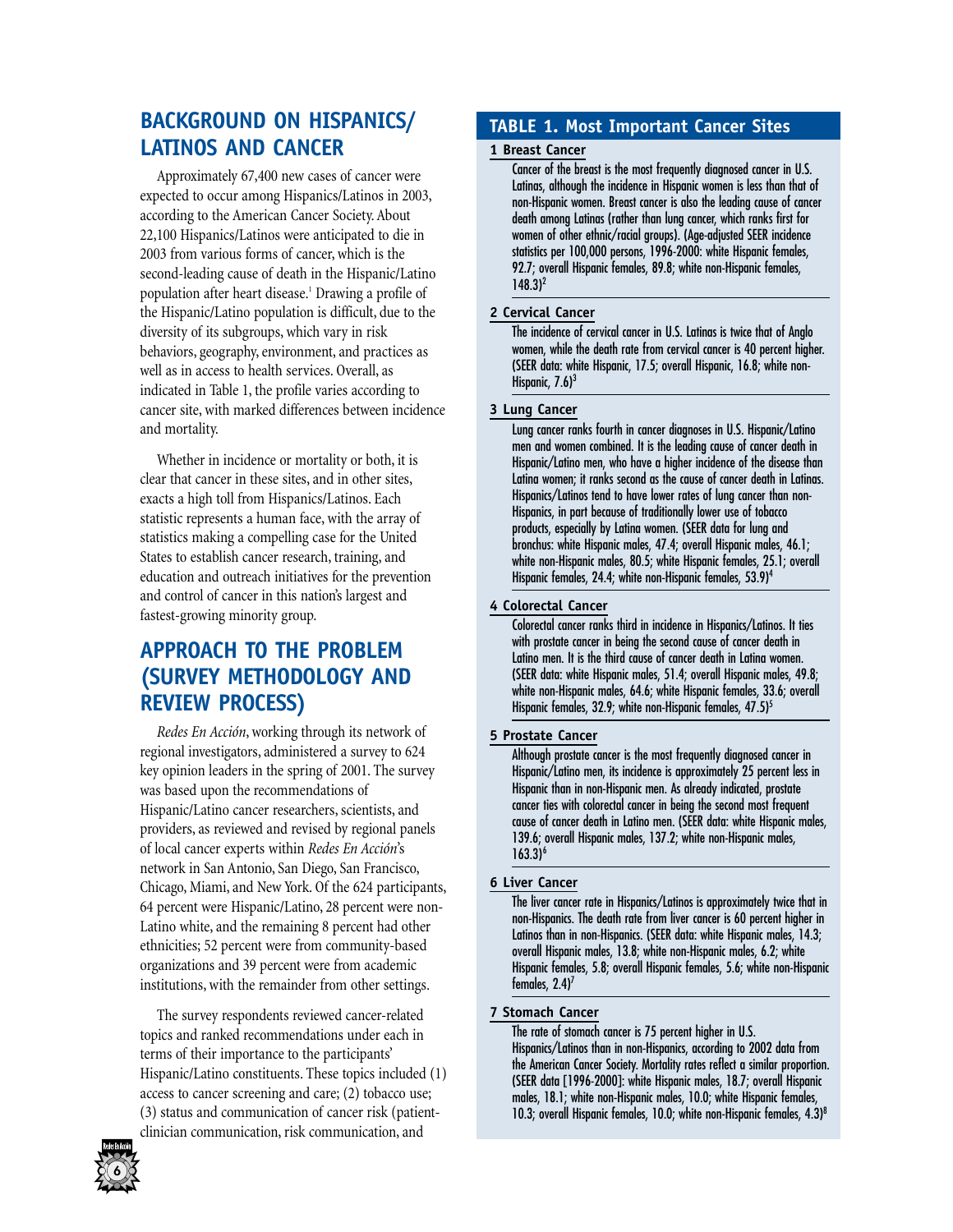## BACKGROUND ON HISPANICS/ LATINOS AND CANCER

Approximately 67,400 new cases of cancer were expected to occur among Hispanics/Latinos in 2003, according to the American Cancer Society. About 22,100 Hispanics/Latinos were anticipated to die in 2003 from various forms of cancer, which is the second-leading cause of death in the Hispanic/Latino population after heart disease.[1] Drawing a profile of the Hispanic/Latino population is difficult, due to the diversity of its subgroups, which vary in risk behaviors, geography, environment, and practices as well as in access to health services. Overall, as indicated in Table 1, the profile varies according to cancer site, with marked differences between incidence and mortality.

Whether in incidence or mortality or both, it is clear that cancer in these sites, and in other sites, exacts a high toll from Hispanics/Latinos. Each statistic represents a human face, with the array of statistics making a compelling case for the United States to establish cancer research, training, and education and outreach initiatives for the prevention and control of cancer in this nation's largest and fastest-growing minority group.

## APPROACH TO THE PROBLEM (SURVEY METHODOLOGY AND REVIEW PROCESS)

*Redes En Acción*, working through its network of regional investigators, administered a survey to 624 key opinion leaders in the spring of 2001. The survey was based upon the recommendations of Hispanic/Latino cancer researchers, scientists, and providers, as reviewed and revised by regional panels of local cancer experts within *Redes En Acción*'s network in San Antonio, San Diego, San Francisco, Chicago, Miami, and New York. Of the 624 participants, 64 percent were Hispanic/Latino, 28 percent were non-Latino white, and the remaining 8 percent had other ethnicities; 52 percent were from community-based organizations and 39 percent were from academic institutions, with the remainder from other settings.

The survey respondents reviewed cancer-related topics and ranked recommendations under each in terms of their importance to the participants' Hispanic/Latino constituents. These topics included (1) access to cancer screening and care; (2) tobacco use; (3) status and communication of cancer risk (patient-clinician communication, risk communication, and

### TABLE 1. Most Important Cancer Sites

**1 Breast Cancer**

Cancer of the breast is the most frequently diagnosed cancer in U.S. Latinas, although the incidence in Hispanic women is less than that of non-Hispanic women. Breast cancer is also the leading cause of cancer death among Latinas (rather than lung cancer, which ranks first for women of other ethnic/racial groups). (Age-adjusted SEER incidence statistics per 100,000 persons, 1996-2000: white Hispanic females, 92.7; overall Hispanic females, 89.8; white non-Hispanic females, 148.3)[2]

**2 Cervical Cancer**

The incidence of cervical cancer in U.S. Latinas is twice that of Anglo women, while the death rate from cervical cancer is 40 percent higher. (SEER data: white Hispanic, 17.5; overall Hispanic, 16.8; white non-Hispanic, 7.6)[3]

**3 Lung Cancer**

Lung cancer ranks fourth in cancer diagnoses in U.S. Hispanic/Latino men and women combined. It is the leading cause of cancer death in Hispanic/Latino men, who have a higher incidence of the disease than Latina women; it ranks second as the cause of cancer death in Latinas. Hispanics/Latinos tend to have lower rates of lung cancer than non-Hispanics, in part because of traditionally lower use of tobacco products, especially by Latina women. (SEER data for lung and bronchus: white Hispanic males, 47.4; overall Hispanic males, 46.1; white non-Hispanic males, 80.5; white Hispanic females, 25.1; overall Hispanic females, 24.4; white non-Hispanic females, 53.9)[4]

**4 Colorectal Cancer**

Colorectal cancer ranks third in incidence in Hispanics/Latinos. It ties with prostate cancer in being the second cause of cancer death in Latino men. It is the third cause of cancer death in Latina women. (SEER data: white Hispanic males, 51.4; overall Hispanic males, 49.8; white non-Hispanic males, 64.6; white Hispanic females, 33.6; overall Hispanic females, 32.9; white non-Hispanic females, 47.5)[5]

**5 Prostate Cancer**

Although prostate cancer is the most frequently diagnosed cancer in Hispanic/Latino men, its incidence is approximately 25 percent less in Hispanic than in non-Hispanic men. As already indicated, prostate cancer ties with colorectal cancer in being the second most frequent cause of cancer death in Latino men. (SEER data: white Hispanic males, 139.6; overall Hispanic males, 137.2; white non-Hispanic males, 163.3)[6]

**6 Liver Cancer**

The liver cancer rate in Hispanics/Latinos is approximately twice that in non-Hispanics. The death rate from liver cancer is 60 percent higher in Latinos than in non-Hispanics. (SEER data: white Hispanic males, 14.3; overall Hispanic males, 13.8; white non-Hispanic males, 6.2; white Hispanic females, 5.8; overall Hispanic females, 5.6; white non-Hispanic females, 2.4)[7]

**7 Stomach Cancer**

The rate of stomach cancer is 75 percent higher in U.S. Hispanics/Latinos than in non-Hispanics, according to 2002 data from the American Cancer Society. Mortality rates reflect a similar proportion. (SEER data [1996-2000]: white Hispanic males, 18.7; overall Hispanic males, 18.1; white non-Hispanic males, 10.0; white Hispanic females, 10.3; overall Hispanic females, 10.0; white non-Hispanic females, 4.3)[8]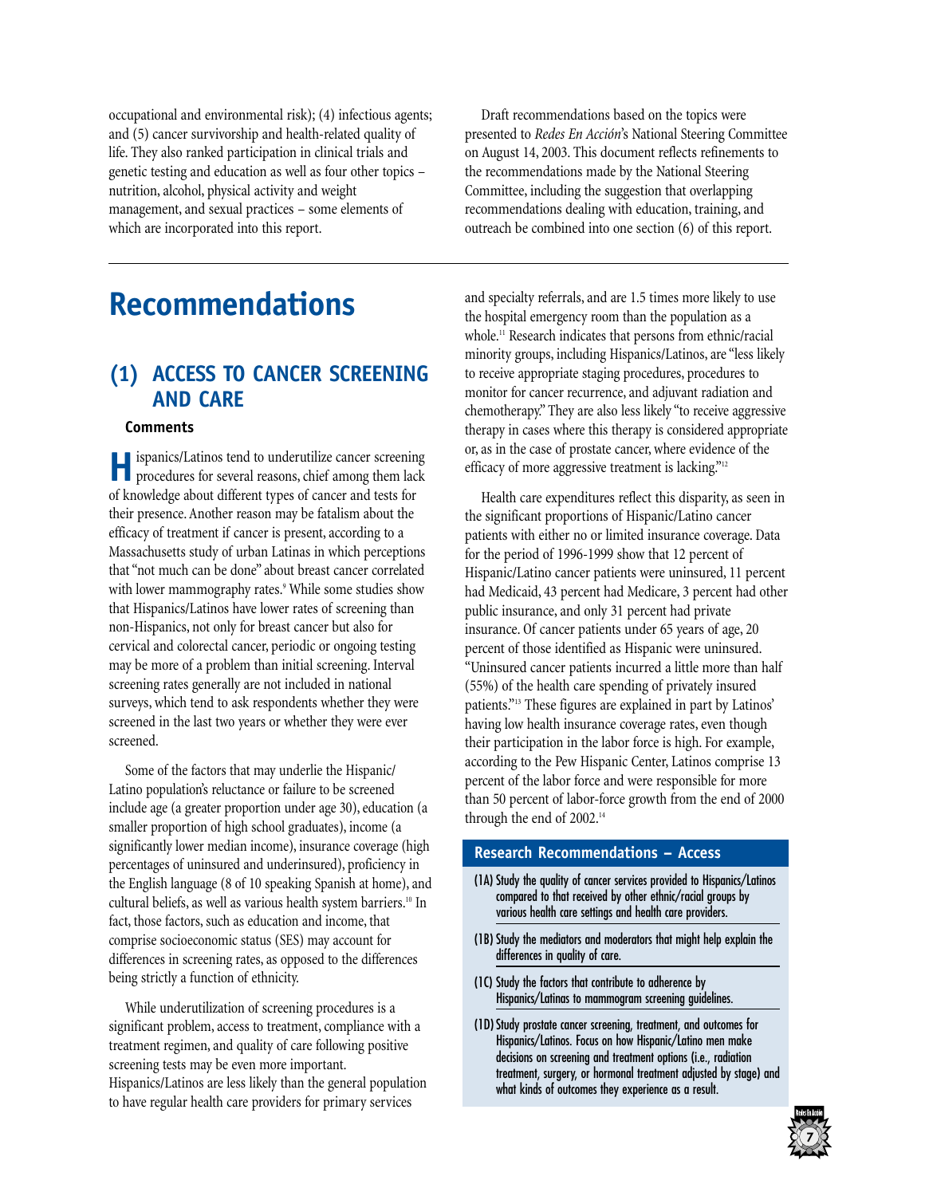occupational and environmental risk); (4) infectious agents; and (5) cancer survivorship and health-related quality of life. They also ranked participation in clinical trials and genetic testing and education as well as four other topics – nutrition, alcohol, physical activity and weight management, and sexual practices – some elements of which are incorporated into this report.

Draft recommendations based on the topics were presented to *Redes En Acción*'s National Steering Committee on August 14, 2003. This document reflects refinements to the recommendations made by the National Steering Committee, including the suggestion that overlapping recommendations dealing with education, training, and outreach be combined into one section (6) of this report.

# Recommendations

## (1) ACCESS TO CANCER SCREENING AND CARE

### Comments

Hispanics/Latinos tend to underutilize cancer screening procedures for several reasons, chief among them lack of knowledge about different types of cancer and tests for their presence. Another reason may be fatalism about the efficacy of treatment if cancer is present, according to a Massachusetts study of urban Latinas in which perceptions that "not much can be done" about breast cancer correlated with lower mammography rates.[9] While some studies show that Hispanics/Latinos have lower rates of screening than non-Hispanics, not only for breast cancer but also for cervical and colorectal cancer, periodic or ongoing testing may be more of a problem than initial screening. Interval screening rates generally are not included in national surveys, which tend to ask respondents whether they were screened in the last two years or whether they were ever screened.

Some of the factors that may underlie the Hispanic/Latino population's reluctance or failure to be screened include age (a greater proportion under age 30), education (a smaller proportion of high school graduates), income (a significantly lower median income), insurance coverage (high percentages of uninsured and underinsured), proficiency in the English language (8 of 10 speaking Spanish at home), and cultural beliefs, as well as various health system barriers.[10] In fact, those factors, such as education and income, that comprise socioeconomic status (SES) may account for differences in screening rates, as opposed to the differences being strictly a function of ethnicity.

While underutilization of screening procedures is a significant problem, access to treatment, compliance with a treatment regimen, and quality of care following positive screening tests may be even more important. Hispanics/Latinos are less likely than the general population to have regular health care providers for primary services and specialty referrals, and are 1.5 times more likely to use the hospital emergency room than the population as a whole.[11] Research indicates that persons from ethnic/racial minority groups, including Hispanics/Latinos, are "less likely to receive appropriate staging procedures, procedures to monitor for cancer recurrence, and adjuvant radiation and chemotherapy." They are also less likely "to receive aggressive therapy in cases where this therapy is considered appropriate or, as in the case of prostate cancer, where evidence of the efficacy of more aggressive treatment is lacking."[12]

Health care expenditures reflect this disparity, as seen in the significant proportions of Hispanic/Latino cancer patients with either no or limited insurance coverage. Data for the period of 1996-1999 show that 12 percent of Hispanic/Latino cancer patients were uninsured, 11 percent had Medicaid, 43 percent had Medicare, 3 percent had other public insurance, and only 31 percent had private insurance. Of cancer patients under 65 years of age, 20 percent of those identified as Hispanic were uninsured. "Uninsured cancer patients incurred a little more than half (55%) of the health care spending of privately insured patients."[13] These figures are explained in part by Latinos' having low health insurance coverage rates, even though their participation in the labor force is high. For example, according to the Pew Hispanic Center, Latinos comprise 13 percent of the labor force and were responsible for more than 50 percent of labor-force growth from the end of 2000 through the end of 2002.[14]

### Research Recommendations – Access

- **(1A)** Study the quality of cancer services provided to Hispanics/Latinos compared to that received by other ethnic/racial groups by various health care settings and health care providers.
- **(1B)** Study the mediators and moderators that might help explain the differences in quality of care.
- **(1C)** Study the factors that contribute to adherence by Hispanics/Latinas to mammogram screening guidelines.
- **(1D)** Study prostate cancer screening, treatment, and outcomes for Hispanics/Latinos. Focus on how Hispanic/Latino men make decisions on screening and treatment options (i.e., radiation treatment, surgery, or hormonal treatment adjusted by stage) and what kinds of outcomes they experience as a result.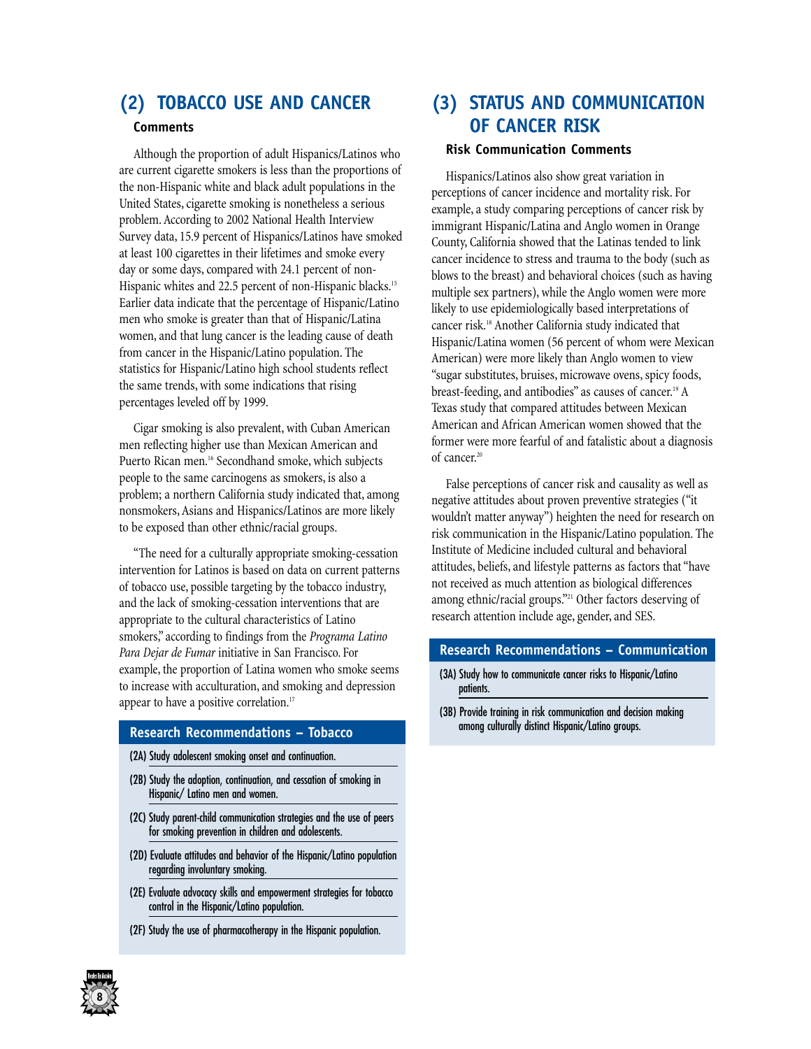## (2) TOBACCO USE AND CANCER

### Comments

Although the proportion of adult Hispanics/Latinos who are current cigarette smokers is less than the proportions of the non-Hispanic white and black adult populations in the United States, cigarette smoking is nonetheless a serious problem. According to 2002 National Health Interview Survey data, 15.9 percent of Hispanics/Latinos have smoked at least 100 cigarettes in their lifetimes and smoke every day or some days, compared with 24.1 percent of non-Hispanic whites and 22.5 percent of non-Hispanic blacks.[15] Earlier data indicate that the percentage of Hispanic/Latino men who smoke is greater than that of Hispanic/Latina women, and that lung cancer is the leading cause of death from cancer in the Hispanic/Latino population. The statistics for Hispanic/Latino high school students reflect the same trends, with some indications that rising percentages leveled off by 1999.

Cigar smoking is also prevalent, with Cuban American men reflecting higher use than Mexican American and Puerto Rican men.[16] Secondhand smoke, which subjects people to the same carcinogens as smokers, is also a problem; a northern California study indicated that, among nonsmokers, Asians and Hispanics/Latinos are more likely to be exposed than other ethnic/racial groups.

"The need for a culturally appropriate smoking-cessation intervention for Latinos is based on data on current patterns of tobacco use, possible targeting by the tobacco industry, and the lack of smoking-cessation interventions that are appropriate to the cultural characteristics of Latino smokers," according to findings from the *Programa Latino Para Dejar de Fumar* initiative in San Francisco. For example, the proportion of Latina women who smoke seems to increase with acculturation, and smoking and depression appear to have a positive correlation.[17]

### Research Recommendations – Tobacco

- (2A) Study adolescent smoking onset and continuation.
- (2B) Study the adoption, continuation, and cessation of smoking in Hispanic/ Latino men and women.
- (2C) Study parent-child communication strategies and the use of peers for smoking prevention in children and adolescents.
- (2D) Evaluate attitudes and behavior of the Hispanic/Latino population regarding involuntary smoking.
- (2E) Evaluate advocacy skills and empowerment strategies for tobacco control in the Hispanic/Latino population.
- (2F) Study the use of pharmacotherapy in the Hispanic population.

## (3) STATUS AND COMMUNICATION OF CANCER RISK

### Risk Communication Comments

Hispanics/Latinos also show great variation in perceptions of cancer incidence and mortality risk. For example, a study comparing perceptions of cancer risk by immigrant Hispanic/Latina and Anglo women in Orange County, California showed that the Latinas tended to link cancer incidence to stress and trauma to the body (such as blows to the breast) and behavioral choices (such as having multiple sex partners), while the Anglo women were more likely to use epidemiologically based interpretations of cancer risk.[18] Another California study indicated that Hispanic/Latina women (56 percent of whom were Mexican American) were more likely than Anglo women to view "sugar substitutes, bruises, microwave ovens, spicy foods, breast-feeding, and antibodies" as causes of cancer.[19] A Texas study that compared attitudes between Mexican American and African American women showed that the former were more fearful of and fatalistic about a diagnosis of cancer.[20]

False perceptions of cancer risk and causality as well as negative attitudes about proven preventive strategies ("it wouldn't matter anyway") heighten the need for research on risk communication in the Hispanic/Latino population. The Institute of Medicine included cultural and behavioral attitudes, beliefs, and lifestyle patterns as factors that "have not received as much attention as biological differences among ethnic/racial groups."[21] Other factors deserving of research attention include age, gender, and SES.

### Research Recommendations – Communication

- (3A) Study how to communicate cancer risks to Hispanic/Latino patients.
- (3B) Provide training in risk communication and decision making among culturally distinct Hispanic/Latino groups.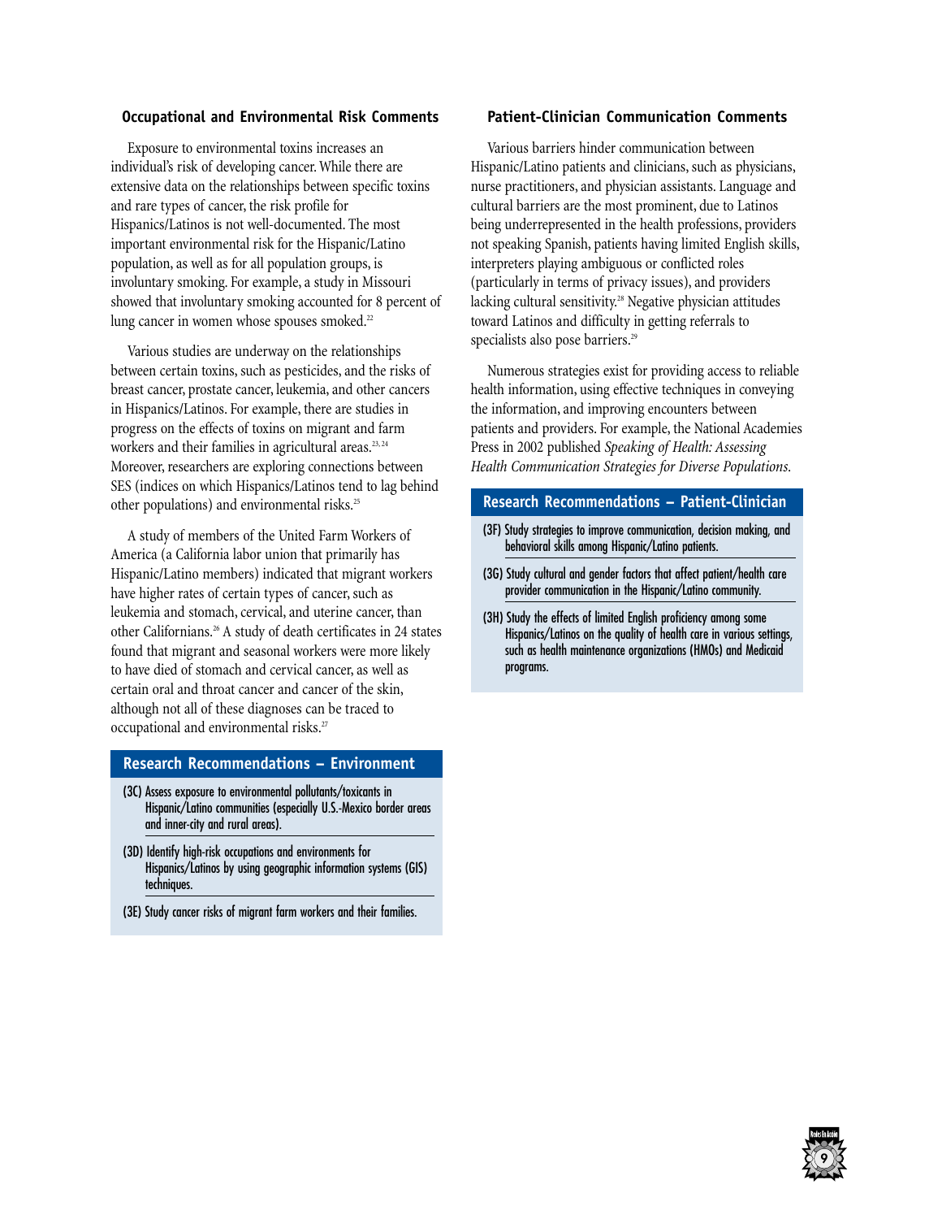### Occupational and Environmental Risk Comments

Exposure to environmental toxins increases an individual's risk of developing cancer. While there are extensive data on the relationships between specific toxins and rare types of cancer, the risk profile for Hispanics/Latinos is not well-documented. The most important environmental risk for the Hispanic/Latino population, as well as for all population groups, is involuntary smoking. For example, a study in Missouri showed that involuntary smoking accounted for 8 percent of lung cancer in women whose spouses smoked.[22]

Various studies are underway on the relationships between certain toxins, such as pesticides, and the risks of breast cancer, prostate cancer, leukemia, and other cancers in Hispanics/Latinos. For example, there are studies in progress on the effects of toxins on migrant and farm workers and their families in agricultural areas.[23,24] Moreover, researchers are exploring connections between SES (indices on which Hispanics/Latinos tend to lag behind other populations) and environmental risks.[25]

A study of members of the United Farm Workers of America (a California labor union that primarily has Hispanic/Latino members) indicated that migrant workers have higher rates of certain types of cancer, such as leukemia and stomach, cervical, and uterine cancer, than other Californians.[26] A study of death certificates in 24 states found that migrant and seasonal workers were more likely to have died of stomach and cervical cancer, as well as certain oral and throat cancer and cancer of the skin, although not all of these diagnoses can be traced to occupational and environmental risks.[27]

#### Research Recommendations – Environment

- (3C) Assess exposure to environmental pollutants/toxicants in Hispanic/Latino communities (especially U.S.-Mexico border areas and inner-city and rural areas).
- (3D) Identify high-risk occupations and environments for Hispanics/Latinos by using geographic information systems (GIS) techniques.
- (3E) Study cancer risks of migrant farm workers and their families.

### Patient-Clinician Communication Comments

Various barriers hinder communication between Hispanic/Latino patients and clinicians, such as physicians, nurse practitioners, and physician assistants. Language and cultural barriers are the most prominent, due to Latinos being underrepresented in the health professions, providers not speaking Spanish, patients having limited English skills, interpreters playing ambiguous or conflicted roles (particularly in terms of privacy issues), and providers lacking cultural sensitivity.[28] Negative physician attitudes toward Latinos and difficulty in getting referrals to specialists also pose barriers.[29]

Numerous strategies exist for providing access to reliable health information, using effective techniques in conveying the information, and improving encounters between patients and providers. For example, the National Academies Press in 2002 published *Speaking of Health: Assessing Health Communication Strategies for Diverse Populations.*

#### Research Recommendations – Patient-Clinician

- (3F) Study strategies to improve communication, decision making, and behavioral skills among Hispanic/Latino patients.
- (3G) Study cultural and gender factors that affect patient/health care provider communication in the Hispanic/Latino community.
- (3H) Study the effects of limited English proficiency among some Hispanics/Latinos on the quality of health care in various settings, such as health maintenance organizations (HMOs) and Medicaid programs.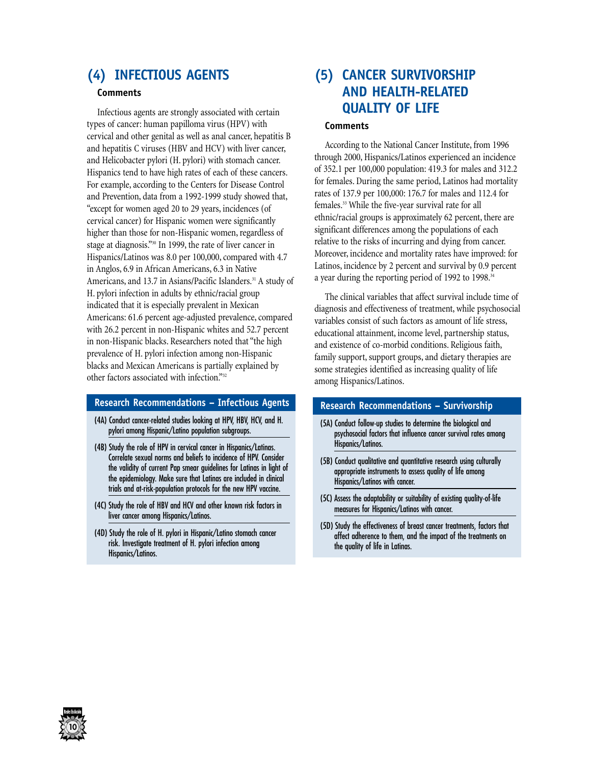## (4) INFECTIOUS AGENTS

### Comments

Infectious agents are strongly associated with certain types of cancer: human papilloma virus (HPV) with cervical and other genital as well as anal cancer, hepatitis B and hepatitis C viruses (HBV and HCV) with liver cancer, and Helicobacter pylori (H. pylori) with stomach cancer. Hispanics tend to have high rates of each of these cancers. For example, according to the Centers for Disease Control and Prevention, data from a 1992-1999 study showed that, "except for women aged 20 to 29 years, incidences (of cervical cancer) for Hispanic women were significantly higher than those for non-Hispanic women, regardless of stage at diagnosis."[30] In 1999, the rate of liver cancer in Hispanics/Latinos was 8.0 per 100,000, compared with 4.7 in Anglos, 6.9 in African Americans, 6.3 in Native Americans, and 13.7 in Asians/Pacific Islanders.[31] A study of H. pylori infection in adults by ethnic/racial group indicated that it is especially prevalent in Mexican Americans: 61.6 percent age-adjusted prevalence, compared with 26.2 percent in non-Hispanic whites and 52.7 percent in non-Hispanic blacks. Researchers noted that "the high prevalence of H. pylori infection among non-Hispanic blacks and Mexican Americans is partially explained by other factors associated with infection."[32]

### Research Recommendations – Infectious Agents

- **(4A)** Conduct cancer-related studies looking at HPV, HBV, HCV, and H. pylori among Hispanic/Latino population subgroups.
- **(4B)** Study the role of HPV in cervical cancer in Hispanics/Latinas. Correlate sexual norms and beliefs to incidence of HPV. Consider the validity of current Pap smear guidelines for Latinas in light of the epidemiology. Make sure that Latinas are included in clinical trials and at-risk-population protocols for the new HPV vaccine.
- **(4C)** Study the role of HBV and HCV and other known risk factors in liver cancer among Hispanics/Latinos.
- **(4D)** Study the role of H. pylori in Hispanic/Latino stomach cancer risk. Investigate treatment of H. pylori infection among Hispanics/Latinos.

## (5) CANCER SURVIVORSHIP AND HEALTH-RELATED QUALITY OF LIFE

### Comments

According to the National Cancer Institute, from 1996 through 2000, Hispanics/Latinos experienced an incidence of 352.1 per 100,000 population: 419.3 for males and 312.2 for females. During the same period, Latinos had mortality rates of 137.9 per 100,000: 176.7 for males and 112.4 for females.[33] While the five-year survival rate for all ethnic/racial groups is approximately 62 percent, there are significant differences among the populations of each relative to the risks of incurring and dying from cancer. Moreover, incidence and mortality rates have improved: for Latinos, incidence by 2 percent and survival by 0.9 percent a year during the reporting period of 1992 to 1998.[34]

The clinical variables that affect survival include time of diagnosis and effectiveness of treatment, while psychosocial variables consist of such factors as amount of life stress, educational attainment, income level, partnership status, and existence of co-morbid conditions. Religious faith, family support, support groups, and dietary therapies are some strategies identified as increasing quality of life among Hispanics/Latinos.

### Research Recommendations – Survivorship

- **(5A)** Conduct follow-up studies to determine the biological and psychosocial factors that influence cancer survival rates among Hispanics/Latinos.
- **(5B)** Conduct qualitative and quantitative research using culturally appropriate instruments to assess quality of life among Hispanics/Latinos with cancer.
- **(5C)** Assess the adaptability or suitability of existing quality-of-life measures for Hispanics/Latinos with cancer.
- **(5D)** Study the effectiveness of breast cancer treatments, factors that affect adherence to them, and the impact of the treatments on the quality of life in Latinas.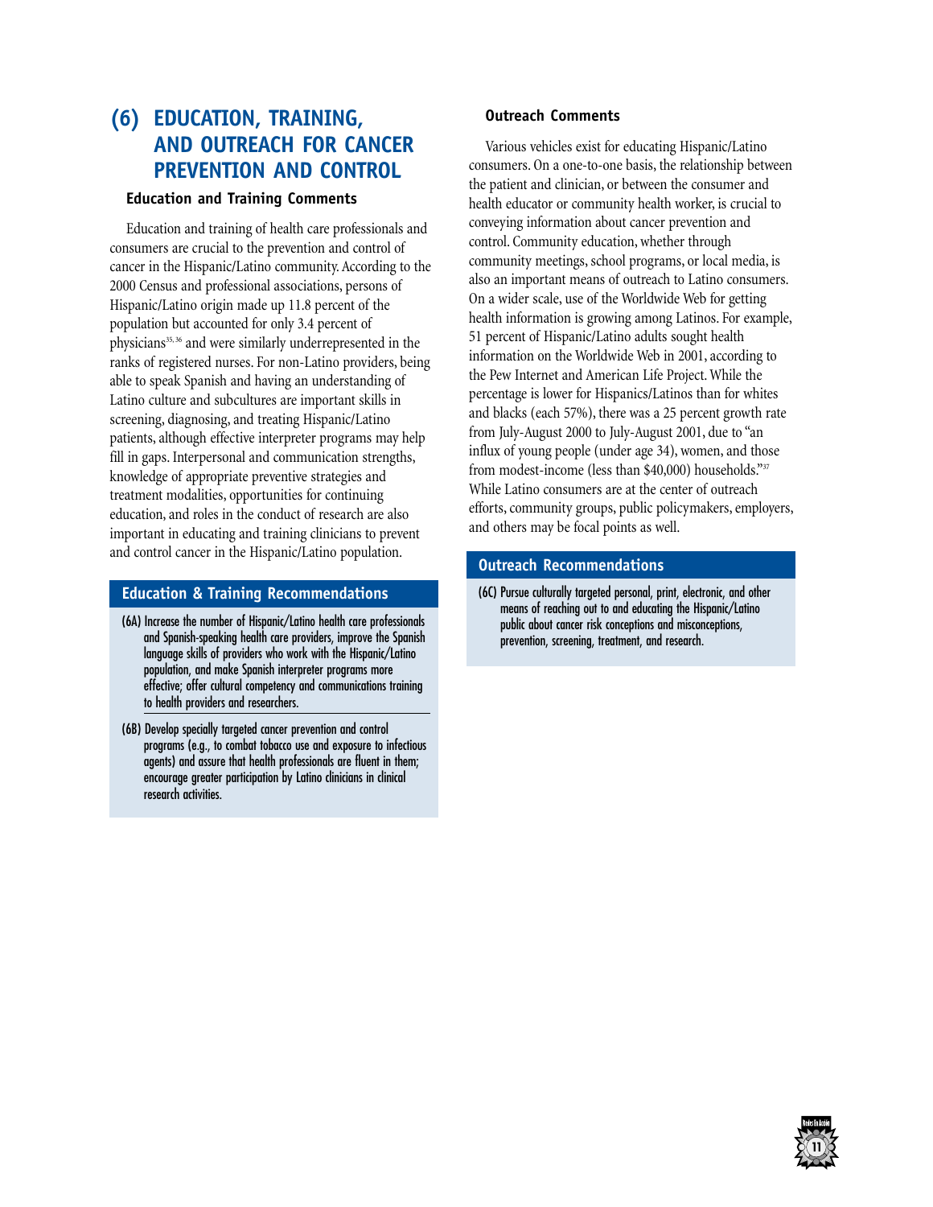## (6) EDUCATION, TRAINING, AND OUTREACH FOR CANCER PREVENTION AND CONTROL

### Education and Training Comments

Education and training of health care professionals and consumers are crucial to the prevention and control of cancer in the Hispanic/Latino community. According to the 2000 Census and professional associations, persons of Hispanic/Latino origin made up 11.8 percent of the population but accounted for only 3.4 percent of physicians[35, 36] and were similarly underrepresented in the ranks of registered nurses. For non-Latino providers, being able to speak Spanish and having an understanding of Latino culture and subcultures are important skills in screening, diagnosing, and treating Hispanic/Latino patients, although effective interpreter programs may help fill in gaps. Interpersonal and communication strengths, knowledge of appropriate preventive strategies and treatment modalities, opportunities for continuing education, and roles in the conduct of research are also important in educating and training clinicians to prevent and control cancer in the Hispanic/Latino population.

### Education & Training Recommendations

- **(6A)** Increase the number of Hispanic/Latino health care professionals and Spanish-speaking health care providers, improve the Spanish language skills of providers who work with the Hispanic/Latino population, and make Spanish interpreter programs more effective; offer cultural competency and communications training to health providers and researchers.
- **(6B)** Develop specially targeted cancer prevention and control programs (e.g., to combat tobacco use and exposure to infectious agents) and assure that health professionals are fluent in them; encourage greater participation by Latino clinicians in clinical research activities.

### Outreach Comments

Various vehicles exist for educating Hispanic/Latino consumers. On a one-to-one basis, the relationship between the patient and clinician, or between the consumer and health educator or community health worker, is crucial to conveying information about cancer prevention and control. Community education, whether through community meetings, school programs, or local media, is also an important means of outreach to Latino consumers. On a wider scale, use of the Worldwide Web for getting health information is growing among Latinos. For example, 51 percent of Hispanic/Latino adults sought health information on the Worldwide Web in 2001, according to the Pew Internet and American Life Project. While the percentage is lower for Hispanics/Latinos than for whites and blacks (each 57%), there was a 25 percent growth rate from July-August 2000 to July-August 2001, due to "an influx of young people (under age 34), women, and those from modest-income (less than $40,000) households."[37] While Latino consumers are at the center of outreach efforts, community groups, public policymakers, employers, and others may be focal points as well.

### Outreach Recommendations

- **(6C)** Pursue culturally targeted personal, print, electronic, and other means of reaching out to and educating the Hispanic/Latino public about cancer risk conceptions and misconceptions, prevention, screening, treatment, and research.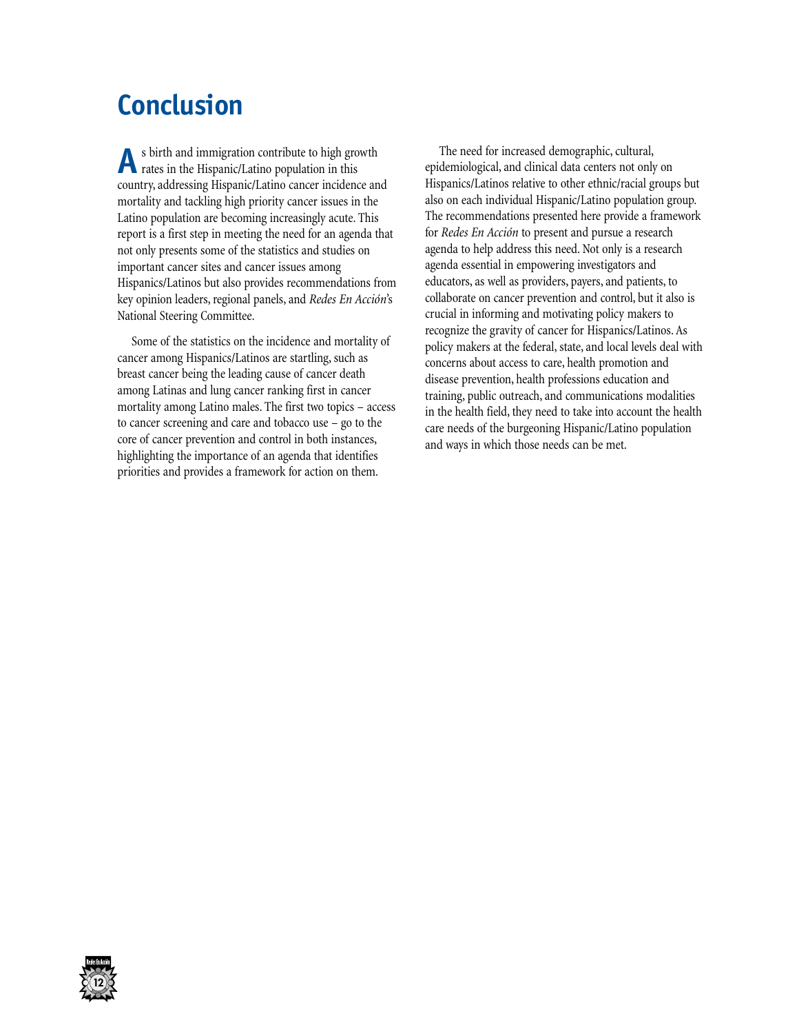# Conclusion

As birth and immigration contribute to high growth rates in the Hispanic/Latino population in this country, addressing Hispanic/Latino cancer incidence and mortality and tackling high priority cancer issues in the Latino population are becoming increasingly acute. This report is a first step in meeting the need for an agenda that not only presents some of the statistics and studies on important cancer sites and cancer issues among Hispanics/Latinos but also provides recommendations from key opinion leaders, regional panels, and *Redes En Acción*'s National Steering Committee.

Some of the statistics on the incidence and mortality of cancer among Hispanics/Latinos are startling, such as breast cancer being the leading cause of cancer death among Latinas and lung cancer ranking first in cancer mortality among Latino males. The first two topics – access to cancer screening and care and tobacco use – go to the core of cancer prevention and control in both instances, highlighting the importance of an agenda that identifies priorities and provides a framework for action on them.

The need for increased demographic, cultural, epidemiological, and clinical data centers not only on Hispanics/Latinos relative to other ethnic/racial groups but also on each individual Hispanic/Latino population group. The recommendations presented here provide a framework for *Redes En Acción* to present and pursue a research agenda to help address this need. Not only is a research agenda essential in empowering investigators and educators, as well as providers, payers, and patients, to collaborate on cancer prevention and control, but it also is crucial in informing and motivating policy makers to recognize the gravity of cancer for Hispanics/Latinos. As policy makers at the federal, state, and local levels deal with concerns about access to care, health promotion and disease prevention, health professions education and training, public outreach, and communications modalities in the health field, they need to take into account the health care needs of the burgeoning Hispanic/Latino population and ways in which those needs can be met.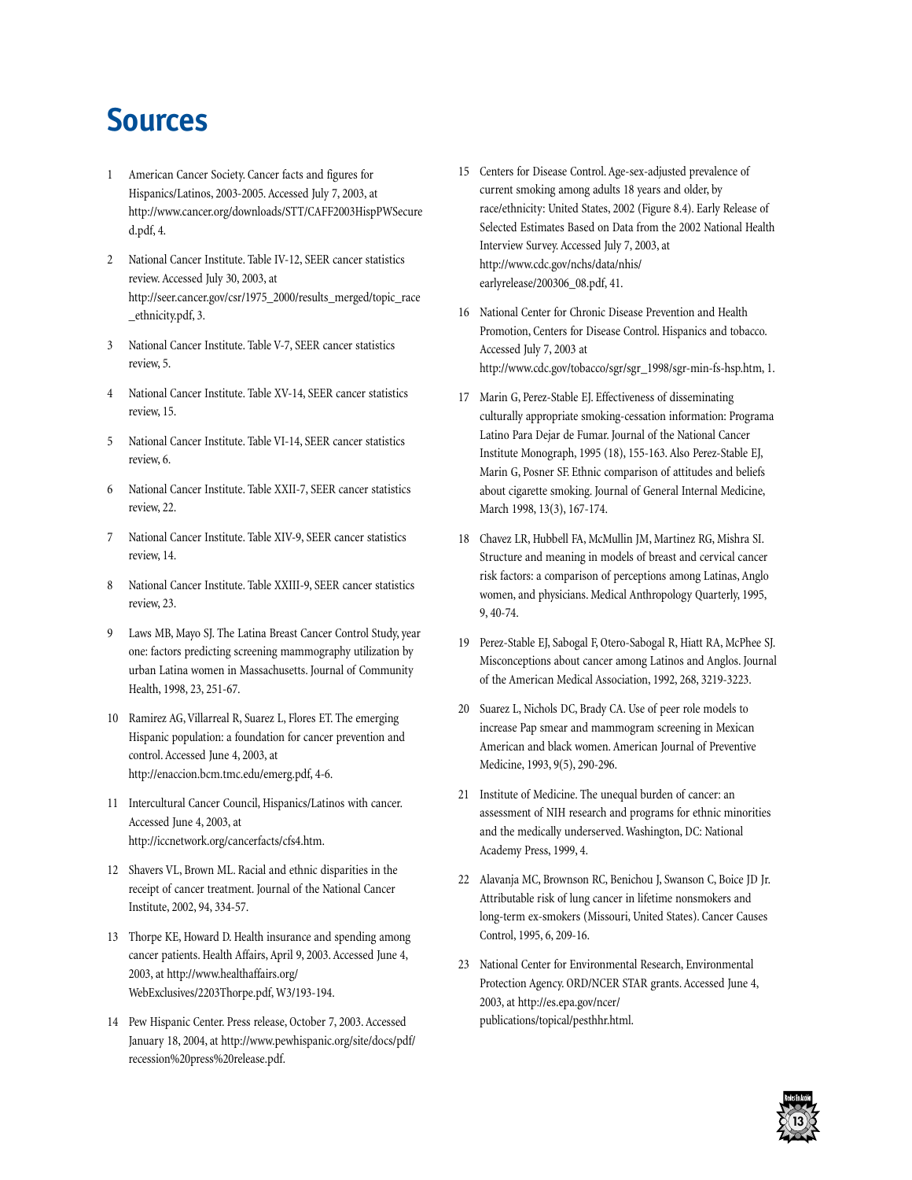# Sources

1. American Cancer Society. Cancer facts and figures for Hispanics/Latinos, 2003-2005. Accessed July 7, 2003, at http://www.cancer.org/downloads/STT/CAFF2003HispPWSecured.pdf, 4.

2. National Cancer Institute. Table IV-12, SEER cancer statistics review. Accessed July 30, 2003, at http://seer.cancer.gov/csr/1975_2000/results_merged/topic_race_ethnicity.pdf, 3.

3. National Cancer Institute. Table V-7, SEER cancer statistics review, 5.

4. National Cancer Institute. Table XV-14, SEER cancer statistics review, 15.

5. National Cancer Institute. Table VI-14, SEER cancer statistics review, 6.

6. National Cancer Institute. Table XXII-7, SEER cancer statistics review, 22.

7. National Cancer Institute. Table XIV-9, SEER cancer statistics review, 14.

8. National Cancer Institute. Table XXIII-9, SEER cancer statistics review, 23.

9. Laws MB, Mayo SJ. The Latina Breast Cancer Control Study, year one: factors predicting screening mammography utilization by urban Latina women in Massachusetts. Journal of Community Health, 1998, 23, 251-67.

10. Ramirez AG, Villarreal R, Suarez L, Flores ET. The emerging Hispanic population: a foundation for cancer prevention and control. Accessed June 4, 2003, at http://enaccion.bcm.tmc.edu/emerg.pdf, 4-6.

11. Intercultural Cancer Council, Hispanics/Latinos with cancer. Accessed June 4, 2003, at http://iccnetwork.org/cancerfacts/cfs4.htm.

12. Shavers VL, Brown ML. Racial and ethnic disparities in the receipt of cancer treatment. Journal of the National Cancer Institute, 2002, 94, 334-57.

13. Thorpe KE, Howard D. Health insurance and spending among cancer patients. Health Affairs, April 9, 2003. Accessed June 4, 2003, at http://www.healthaffairs.org/WebExclusives/2203Thorpe.pdf, W3/193-194.

14. Pew Hispanic Center. Press release, October 7, 2003. Accessed January 18, 2004, at http://www.pewhispanic.org/site/docs/pdf/recession%20press%20release.pdf.

15. Centers for Disease Control. Age-sex-adjusted prevalence of current smoking among adults 18 years and older, by race/ethnicity: United States, 2002 (Figure 8.4). Early Release of Selected Estimates Based on Data from the 2002 National Health Interview Survey. Accessed July 7, 2003, at http://www.cdc.gov/nchs/data/nhis/earlyrelease/200306_08.pdf, 41.

16. National Center for Chronic Disease Prevention and Health Promotion, Centers for Disease Control. Hispanics and tobacco. Accessed July 7, 2003 at http://www.cdc.gov/tobacco/sgr/sgr_1998/sgr-min-fs-hsp.htm, 1.

17. Marin G, Perez-Stable EJ. Effectiveness of disseminating culturally appropriate smoking-cessation information: Programa Latino Para Dejar de Fumar. Journal of the National Cancer Institute Monograph, 1995 (18), 155-163. Also Perez-Stable EJ, Marin G, Posner SF. Ethnic comparison of attitudes and beliefs about cigarette smoking. Journal of General Internal Medicine, March 1998, 13(3), 167-174.

18. Chavez LR, Hubbell FA, McMullin JM, Martinez RG, Mishra SI. Structure and meaning in models of breast and cervical cancer risk factors: a comparison of perceptions among Latinas, Anglo women, and physicians. Medical Anthropology Quarterly, 1995, 9, 40-74.

19. Perez-Stable EJ, Sabogal F, Otero-Sabogal R, Hiatt RA, McPhee SJ. Misconceptions about cancer among Latinos and Anglos. Journal of the American Medical Association, 1992, 268, 3219-3223.

20. Suarez L, Nichols DC, Brady CA. Use of peer role models to increase Pap smear and mammogram screening in Mexican American and black women. American Journal of Preventive Medicine, 1993, 9(5), 290-296.

21. Institute of Medicine. The unequal burden of cancer: an assessment of NIH research and programs for ethnic minorities and the medically underserved. Washington, DC: National Academy Press, 1999, 4.

22. Alavanja MC, Brownson RC, Benichou J, Swanson C, Boice JD Jr. Attributable risk of lung cancer in lifetime nonsmokers and long-term ex-smokers (Missouri, United States). Cancer Causes Control, 1995, 6, 209-16.

23. National Center for Environmental Research, Environmental Protection Agency. ORD/NCER STAR grants. Accessed June 4, 2003, at http://es.epa.gov/ncer/publications/topical/pesthhr.html.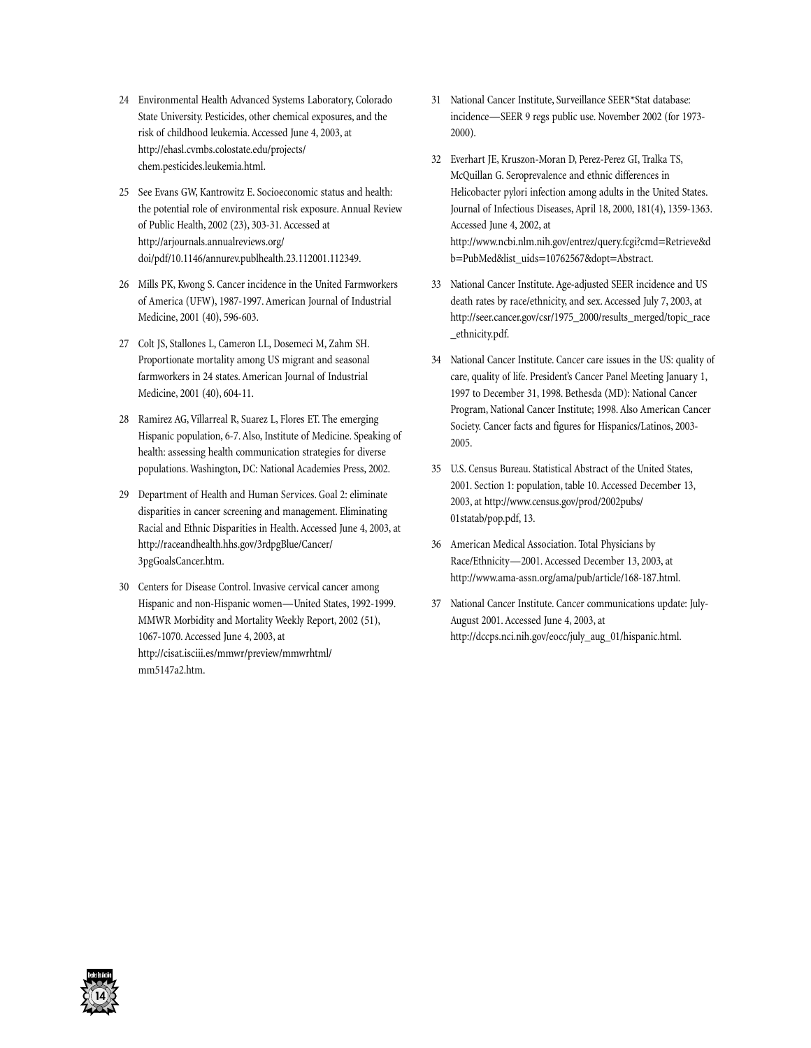24 Environmental Health Advanced Systems Laboratory, Colorado State University. Pesticides, other chemical exposures, and the risk of childhood leukemia. Accessed June 4, 2003, at http://ehasl.cvmbs.colostate.edu/projects/chem.pesticides.leukemia.html.

25 See Evans GW, Kantrowitz E. Socioeconomic status and health: the potential role of environmental risk exposure. Annual Review of Public Health, 2002 (23), 303-31. Accessed at http://arjournals.annualreviews.org/doi/pdf/10.1146/annurev.publhealth.23.112001.112349.

26 Mills PK, Kwong S. Cancer incidence in the United Farmworkers of America (UFW), 1987-1997. American Journal of Industrial Medicine, 2001 (40), 596-603.

27 Colt JS, Stallones L, Cameron LL, Dosemeci M, Zahm SH. Proportionate mortality among US migrant and seasonal farmworkers in 24 states. American Journal of Industrial Medicine, 2001 (40), 604-11.

28 Ramirez AG, Villarreal R, Suarez L, Flores ET. The emerging Hispanic population, 6-7. Also, Institute of Medicine. Speaking of health: assessing health communication strategies for diverse populations. Washington, DC: National Academies Press, 2002.

29 Department of Health and Human Services. Goal 2: eliminate disparities in cancer screening and management. Eliminating Racial and Ethnic Disparities in Health. Accessed June 4, 2003, at http://raceandhealth.hhs.gov/3rdpgBlue/Cancer/3pgGoalsCancer.htm.

30 Centers for Disease Control. Invasive cervical cancer among Hispanic and non-Hispanic women—United States, 1992-1999. MMWR Morbidity and Mortality Weekly Report, 2002 (51), 1067-1070. Accessed June 4, 2003, at http://cisat.isciii.es/mmwr/preview/mmwrhtml/mm5147a2.htm.

31 National Cancer Institute, Surveillance SEER*Stat database: incidence—SEER 9 regs public use. November 2002 (for 1973-2000).

32 Everhart JE, Kruszon-Moran D, Perez-Perez GI, Tralka TS, McQuillan G. Seroprevalence and ethnic differences in Helicobacter pylori infection among adults in the United States. Journal of Infectious Diseases, April 18, 2000, 181(4), 1359-1363. Accessed June 4, 2002, at http://www.ncbi.nlm.nih.gov/entrez/query.fcgi?cmd=Retrieve&db=PubMed&list_uids=10762567&dopt=Abstract.

33 National Cancer Institute. Age-adjusted SEER incidence and US death rates by race/ethnicity, and sex. Accessed July 7, 2003, at http://seer.cancer.gov/csr/1975_2000/results_merged/topic_race_ethnicity.pdf.

34 National Cancer Institute. Cancer care issues in the US: quality of care, quality of life. President's Cancer Panel Meeting January 1, 1997 to December 31, 1998. Bethesda (MD): National Cancer Program, National Cancer Institute; 1998. Also American Cancer Society. Cancer facts and figures for Hispanics/Latinos, 2003-2005.

35 U.S. Census Bureau. Statistical Abstract of the United States, 2001. Section 1: population, table 10. Accessed December 13, 2003, at http://www.census.gov/prod/2002pubs/01statab/pop.pdf, 13.

36 American Medical Association. Total Physicians by Race/Ethnicity—2001. Accessed December 13, 2003, at http://www.ama-assn.org/ama/pub/article/168-187.html.

37 National Cancer Institute. Cancer communications update: July-August 2001. Accessed June 4, 2003, at http://dccps.nci.nih.gov/eocc/july_aug_01/hispanic.html.